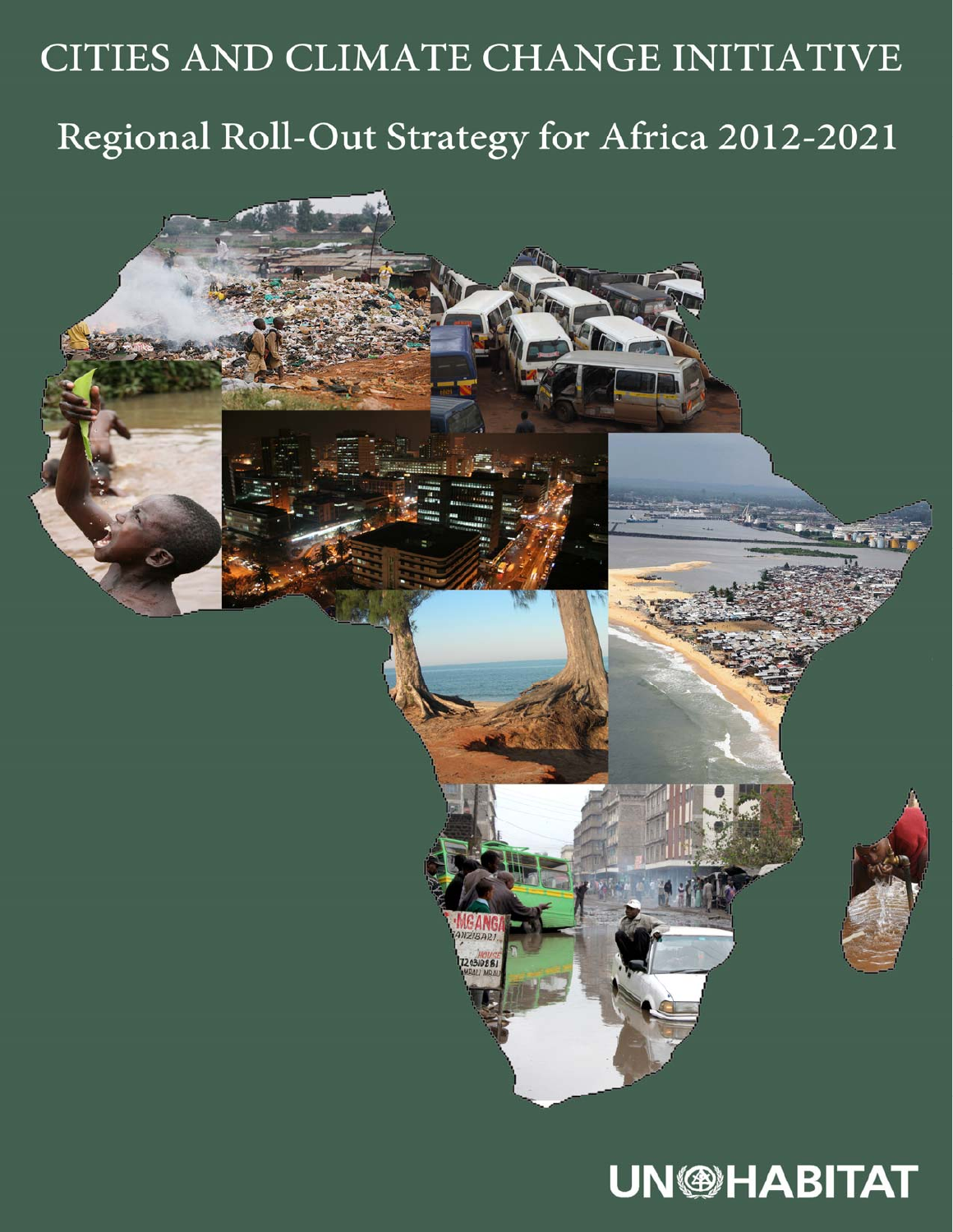# CITIES AND CLIMATE CHANGE INITIATIVE

## Regional Roll-Out Strategy for Africa 2012-2021

UN-HABITAT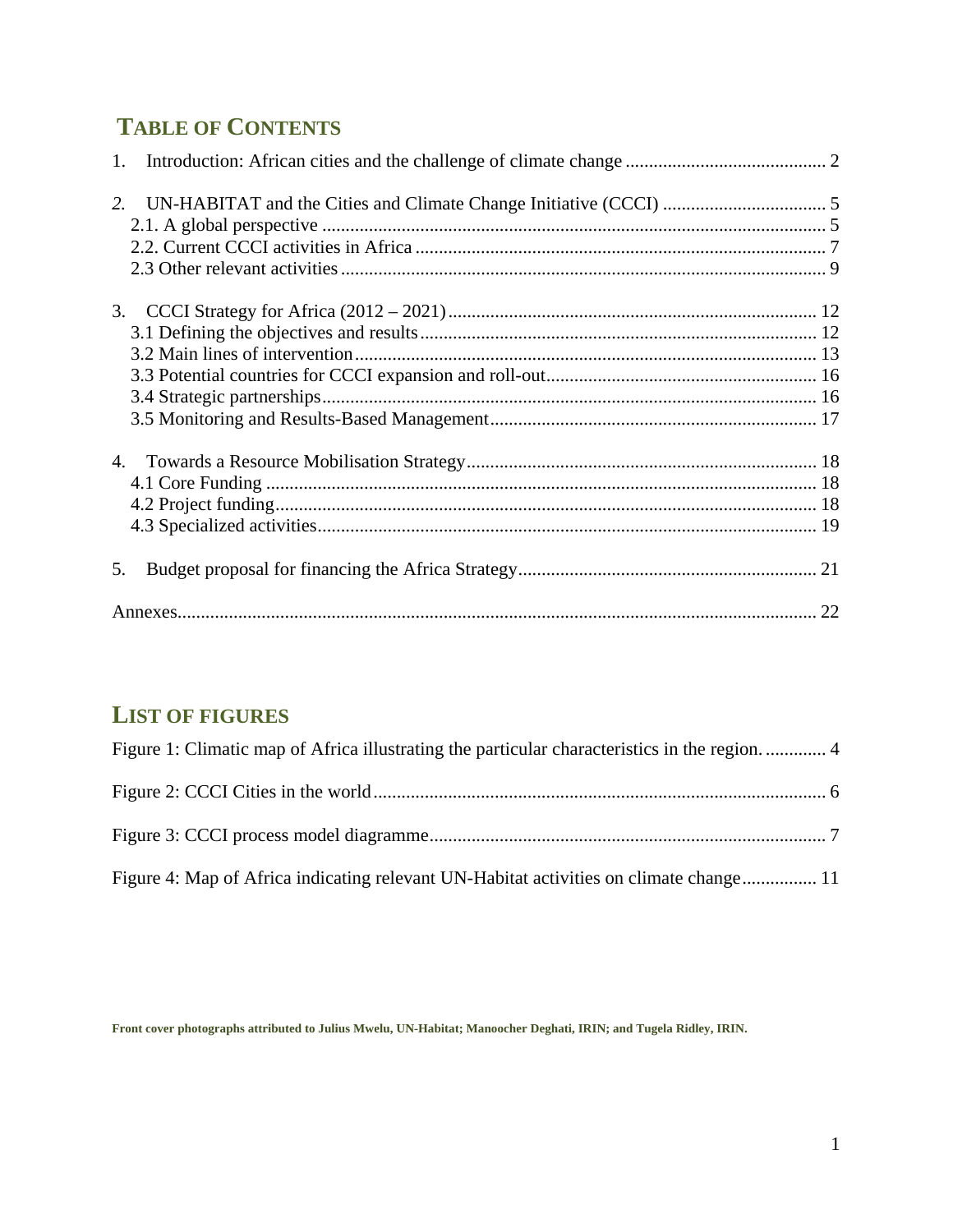## TABLE OF CONTENTS

1. Introduction: African cities and the challenge of climate change ........................................... 2

2. UN-HABITAT and the Cities and Climate Change Initiative (CCCI) ................................... 5
   - 2.1. A global perspective ........................................................................................................... 5
   - 2.2. Current CCCI activities in Africa ....................................................................................... 7
   - 2.3 Other relevant activities ....................................................................................................... 9

3. CCCI Strategy for Africa (2012 – 2021) .............................................................................. 12
   - 3.1 Defining the objectives and results .................................................................................... 12
   - 3.2 Main lines of intervention .................................................................................................. 13
   - 3.3 Potential countries for CCCI expansion and roll-out .......................................................... 16
   - 3.4 Strategic partnerships ......................................................................................................... 16
   - 3.5 Monitoring and Results-Based Management ..................................................................... 17

4. Towards a Resource Mobilisation Strategy ........................................................................... 18
   - 4.1 Core Funding ..................................................................................................................... 18
   - 4.2 Project funding ................................................................................................................... 18
   - 4.3 Specialized activities .......................................................................................................... 19

5. Budget proposal for financing the Africa Strategy ................................................................ 21

Annexes ........................................................................................................................................ 22

## LIST OF FIGURES

Figure 1: Climatic map of Africa illustrating the particular characteristics in the region. ............ 4

Figure 2: CCCI Cities in the world ................................................................................................ 6

Figure 3: CCCI process model diagramme ..................................................................................... 7

Figure 4: Map of Africa indicating relevant UN-Habitat activities on climate change ............... 11

**Front cover photographs attributed to Julius Mwelu, UN-Habitat; Manoocher Deghati, IRIN; and Tugela Ridley, IRIN.**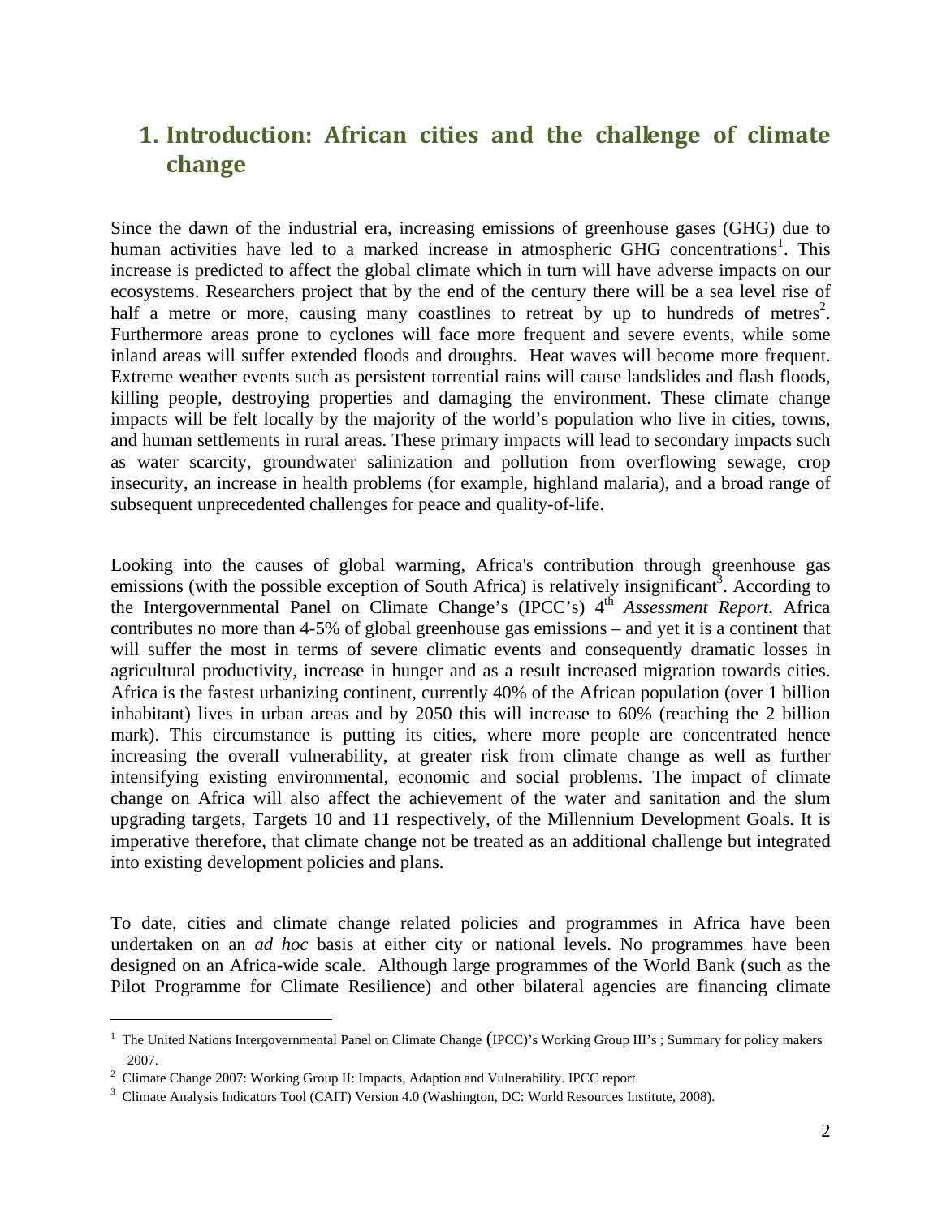# 1. Introduction: African cities and the challenge of climate change

Since the dawn of the industrial era, increasing emissions of greenhouse gases (GHG) due to human activities have led to a marked increase in atmospheric GHG concentrations[1]. This increase is predicted to affect the global climate which in turn will have adverse impacts on our ecosystems. Researchers project that by the end of the century there will be a sea level rise of half a metre or more, causing many coastlines to retreat by up to hundreds of metres[2]. Furthermore areas prone to cyclones will face more frequent and severe events, while some inland areas will suffer extended floods and droughts. Heat waves will become more frequent. Extreme weather events such as persistent torrential rains will cause landslides and flash floods, killing people, destroying properties and damaging the environment. These climate change impacts will be felt locally by the majority of the world's population who live in cities, towns, and human settlements in rural areas. These primary impacts will lead to secondary impacts such as water scarcity, groundwater salinization and pollution from overflowing sewage, crop insecurity, an increase in health problems (for example, highland malaria), and a broad range of subsequent unprecedented challenges for peace and quality-of-life.

Looking into the causes of global warming, Africa's contribution through greenhouse gas emissions (with the possible exception of South Africa) is relatively insignificant[3]. According to the Intergovernmental Panel on Climate Change's (IPCC's) 4th *Assessment Report*, Africa contributes no more than 4-5% of global greenhouse gas emissions – and yet it is a continent that will suffer the most in terms of severe climatic events and consequently dramatic losses in agricultural productivity, increase in hunger and as a result increased migration towards cities. Africa is the fastest urbanizing continent, currently 40% of the African population (over 1 billion inhabitant) lives in urban areas and by 2050 this will increase to 60% (reaching the 2 billion mark). This circumstance is putting its cities, where more people are concentrated hence increasing the overall vulnerability, at greater risk from climate change as well as further intensifying existing environmental, economic and social problems. The impact of climate change on Africa will also affect the achievement of the water and sanitation and the slum upgrading targets, Targets 10 and 11 respectively, of the Millennium Development Goals. It is imperative therefore, that climate change not be treated as an additional challenge but integrated into existing development policies and plans.

To date, cities and climate change related policies and programmes in Africa have been undertaken on an *ad hoc* basis at either city or national levels. No programmes have been designed on an Africa-wide scale. Although large programmes of the World Bank (such as the Pilot Programme for Climate Resilience) and other bilateral agencies are financing climate

---

[1] The United Nations Intergovernmental Panel on Climate Change (IPCC)'s Working Group III's ; Summary for policy makers 2007.

[2] Climate Change 2007: Working Group II: Impacts, Adaption and Vulnerability. IPCC report

[3] Climate Analysis Indicators Tool (CAIT) Version 4.0 (Washington, DC: World Resources Institute, 2008).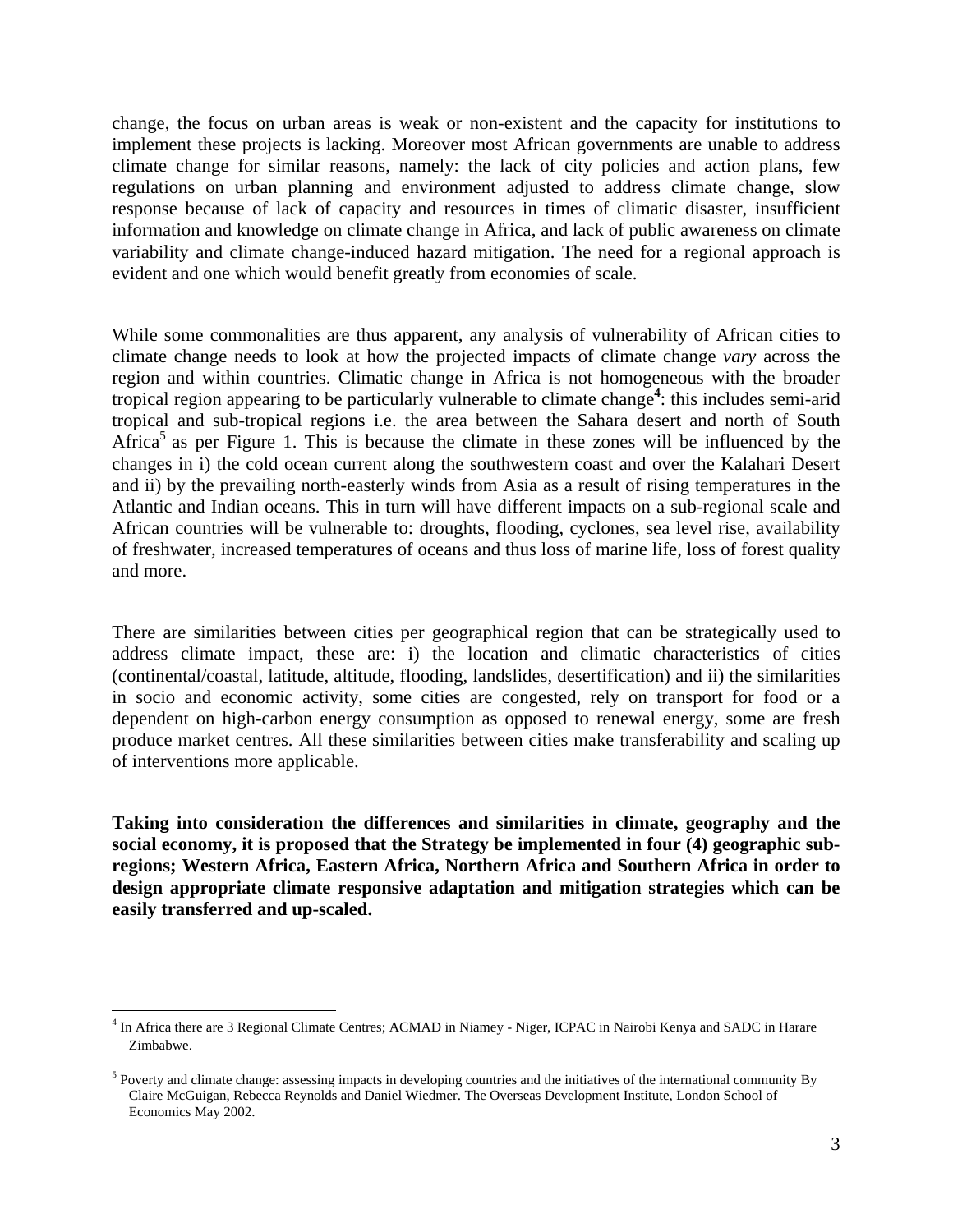change, the focus on urban areas is weak or non-existent and the capacity for institutions to implement these projects is lacking. Moreover most African governments are unable to address climate change for similar reasons, namely: the lack of city policies and action plans, few regulations on urban planning and environment adjusted to address climate change, slow response because of lack of capacity and resources in times of climatic disaster, insufficient information and knowledge on climate change in Africa, and lack of public awareness on climate variability and climate change-induced hazard mitigation. The need for a regional approach is evident and one which would benefit greatly from economies of scale.

While some commonalities are thus apparent, any analysis of vulnerability of African cities to climate change needs to look at how the projected impacts of climate change *vary* across the region and within countries. Climatic change in Africa is not homogeneous with the broader tropical region appearing to be particularly vulnerable to climate change[4]: this includes semi-arid tropical and sub-tropical regions i.e. the area between the Sahara desert and north of South Africa[5] as per Figure 1. This is because the climate in these zones will be influenced by the changes in i) the cold ocean current along the southwestern coast and over the Kalahari Desert and ii) by the prevailing north-easterly winds from Asia as a result of rising temperatures in the Atlantic and Indian oceans. This in turn will have different impacts on a sub-regional scale and African countries will be vulnerable to: droughts, flooding, cyclones, sea level rise, availability of freshwater, increased temperatures of oceans and thus loss of marine life, loss of forest quality and more.

There are similarities between cities per geographical region that can be strategically used to address climate impact, these are: i) the location and climatic characteristics of cities (continental/coastal, latitude, altitude, flooding, landslides, desertification) and ii) the similarities in socio and economic activity, some cities are congested, rely on transport for food or a dependent on high-carbon energy consumption as opposed to renewal energy, some are fresh produce market centres. All these similarities between cities make transferability and scaling up of interventions more applicable.

**Taking into consideration the differences and similarities in climate, geography and the social economy, it is proposed that the Strategy be implemented in four (4) geographic sub-regions; Western Africa, Eastern Africa, Northern Africa and Southern Africa in order to design appropriate climate responsive adaptation and mitigation strategies which can be easily transferred and up-scaled.**

---

[4] In Africa there are 3 Regional Climate Centres; ACMAD in Niamey - Niger, ICPAC in Nairobi Kenya and SADC in Harare Zimbabwe.

[5] Poverty and climate change: assessing impacts in developing countries and the initiatives of the international community By Claire McGuigan, Rebecca Reynolds and Daniel Wiedmer. The Overseas Development Institute, London School of Economics May 2002.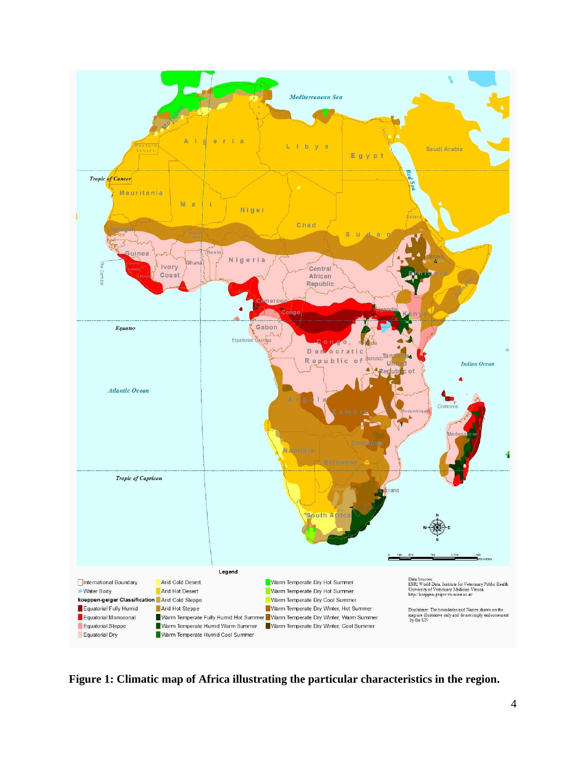**Figure 1: Climatic map of Africa illustrating the particular characteristics in the region.**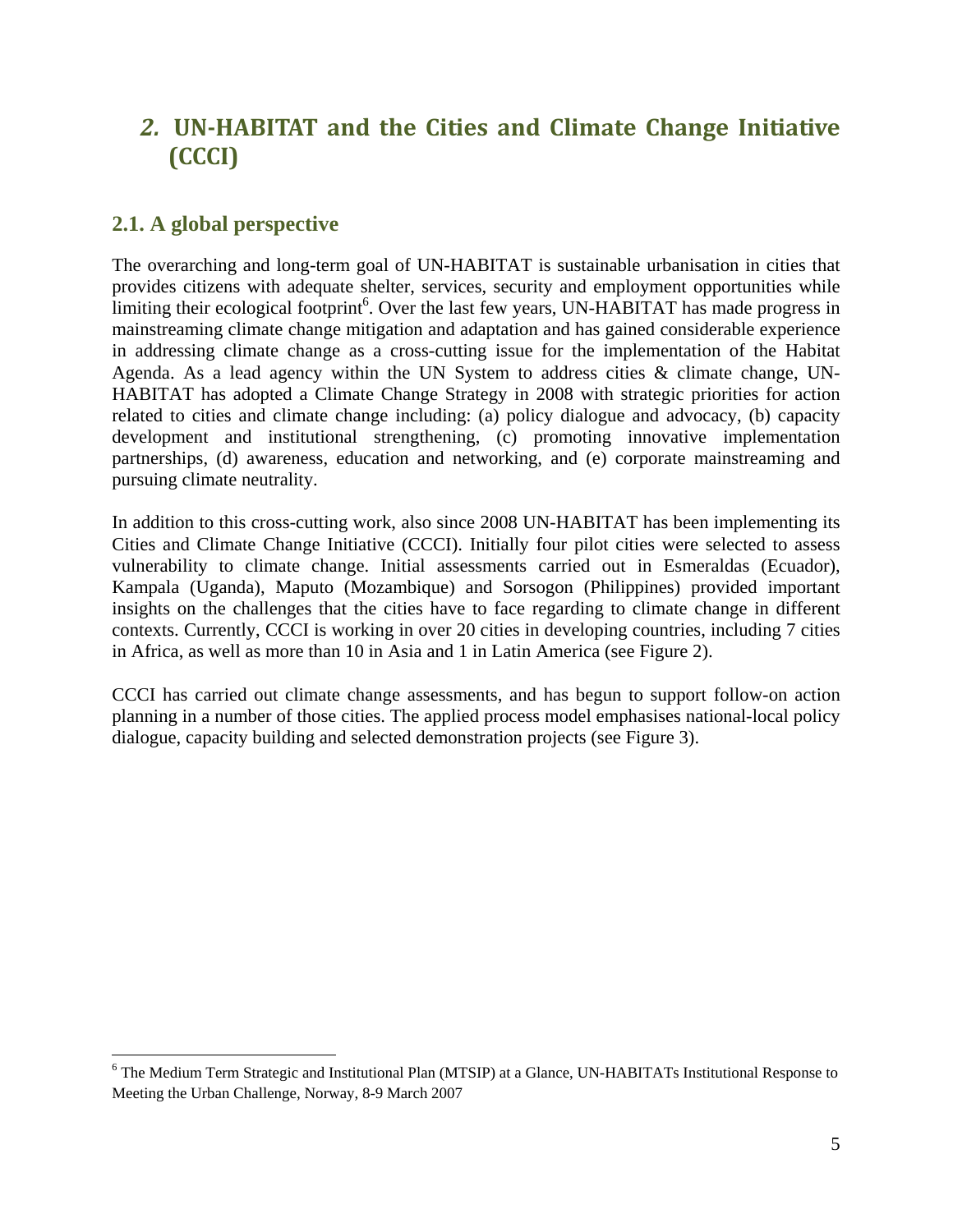## 2. UN-HABITAT and the Cities and Climate Change Initiative (CCCI)

### 2.1. A global perspective

The overarching and long-term goal of UN-HABITAT is sustainable urbanisation in cities that provides citizens with adequate shelter, services, security and employment opportunities while limiting their ecological footprint[6]. Over the last few years, UN-HABITAT has made progress in mainstreaming climate change mitigation and adaptation and has gained considerable experience in addressing climate change as a cross-cutting issue for the implementation of the Habitat Agenda. As a lead agency within the UN System to address cities & climate change, UN-HABITAT has adopted a Climate Change Strategy in 2008 with strategic priorities for action related to cities and climate change including: (a) policy dialogue and advocacy, (b) capacity development and institutional strengthening, (c) promoting innovative implementation partnerships, (d) awareness, education and networking, and (e) corporate mainstreaming and pursuing climate neutrality.

In addition to this cross-cutting work, also since 2008 UN-HABITAT has been implementing its Cities and Climate Change Initiative (CCCI). Initially four pilot cities were selected to assess vulnerability to climate change. Initial assessments carried out in Esmeraldas (Ecuador), Kampala (Uganda), Maputo (Mozambique) and Sorsogon (Philippines) provided important insights on the challenges that the cities have to face regarding to climate change in different contexts. Currently, CCCI is working in over 20 cities in developing countries, including 7 cities in Africa, as well as more than 10 in Asia and 1 in Latin America (see Figure 2).

CCCI has carried out climate change assessments, and has begun to support follow-on action planning in a number of those cities. The applied process model emphasises national-local policy dialogue, capacity building and selected demonstration projects (see Figure 3).

---

[6] The Medium Term Strategic and Institutional Plan (MTSIP) at a Glance, UN-HABITATs Institutional Response to Meeting the Urban Challenge, Norway, 8-9 March 2007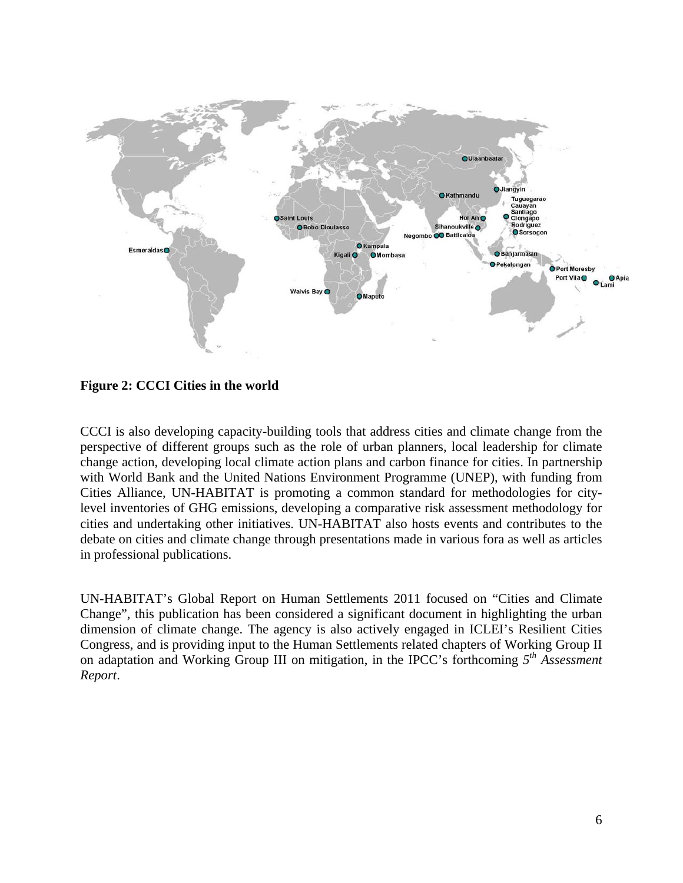**Figure 2: CCCI Cities in the world**

CCCI is also developing capacity-building tools that address cities and climate change from the perspective of different groups such as the role of urban planners, local leadership for climate change action, developing local climate action plans and carbon finance for cities. In partnership with World Bank and the United Nations Environment Programme (UNEP), with funding from Cities Alliance, UN-HABITAT is promoting a common standard for methodologies for city-level inventories of GHG emissions, developing a comparative risk assessment methodology for cities and undertaking other initiatives. UN-HABITAT also hosts events and contributes to the debate on cities and climate change through presentations made in various fora as well as articles in professional publications.

UN-HABITAT's Global Report on Human Settlements 2011 focused on "Cities and Climate Change", this publication has been considered a significant document in highlighting the urban dimension of climate change. The agency is also actively engaged in ICLEI's Resilient Cities Congress, and is providing input to the Human Settlements related chapters of Working Group II on adaptation and Working Group III on mitigation, in the IPCC's forthcoming *5th Assessment Report*.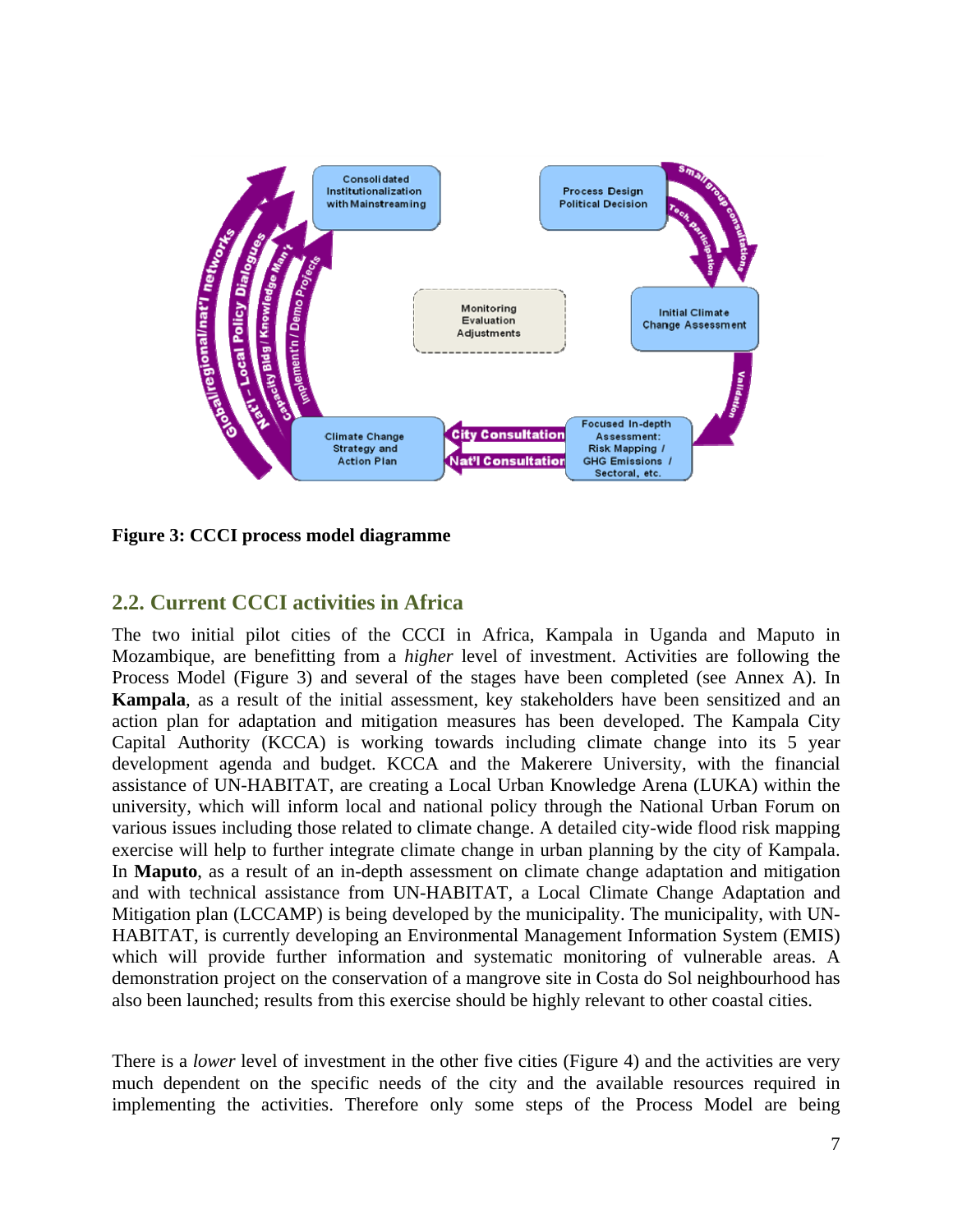**Figure 3: CCCI process model diagramme**

## 2.2. Current CCCI activities in Africa

The two initial pilot cities of the CCCI in Africa, Kampala in Uganda and Maputo in Mozambique, are benefitting from a *higher* level of investment. Activities are following the Process Model (Figure 3) and several of the stages have been completed (see Annex A). In **Kampala**, as a result of the initial assessment, key stakeholders have been sensitized and an action plan for adaptation and mitigation measures has been developed. The Kampala City Capital Authority (KCCA) is working towards including climate change into its 5 year development agenda and budget. KCCA and the Makerere University, with the financial assistance of UN-HABITAT, are creating a Local Urban Knowledge Arena (LUKA) within the university, which will inform local and national policy through the National Urban Forum on various issues including those related to climate change. A detailed city-wide flood risk mapping exercise will help to further integrate climate change in urban planning by the city of Kampala. In **Maputo**, as a result of an in-depth assessment on climate change adaptation and mitigation and with technical assistance from UN-HABITAT, a Local Climate Change Adaptation and Mitigation plan (LCCAMP) is being developed by the municipality. The municipality, with UN-HABITAT, is currently developing an Environmental Management Information System (EMIS) which will provide further information and systematic monitoring of vulnerable areas. A demonstration project on the conservation of a mangrove site in Costa do Sol neighbourhood has also been launched; results from this exercise should be highly relevant to other coastal cities.

There is a *lower* level of investment in the other five cities (Figure 4) and the activities are very much dependent on the specific needs of the city and the available resources required in implementing the activities. Therefore only some steps of the Process Model are being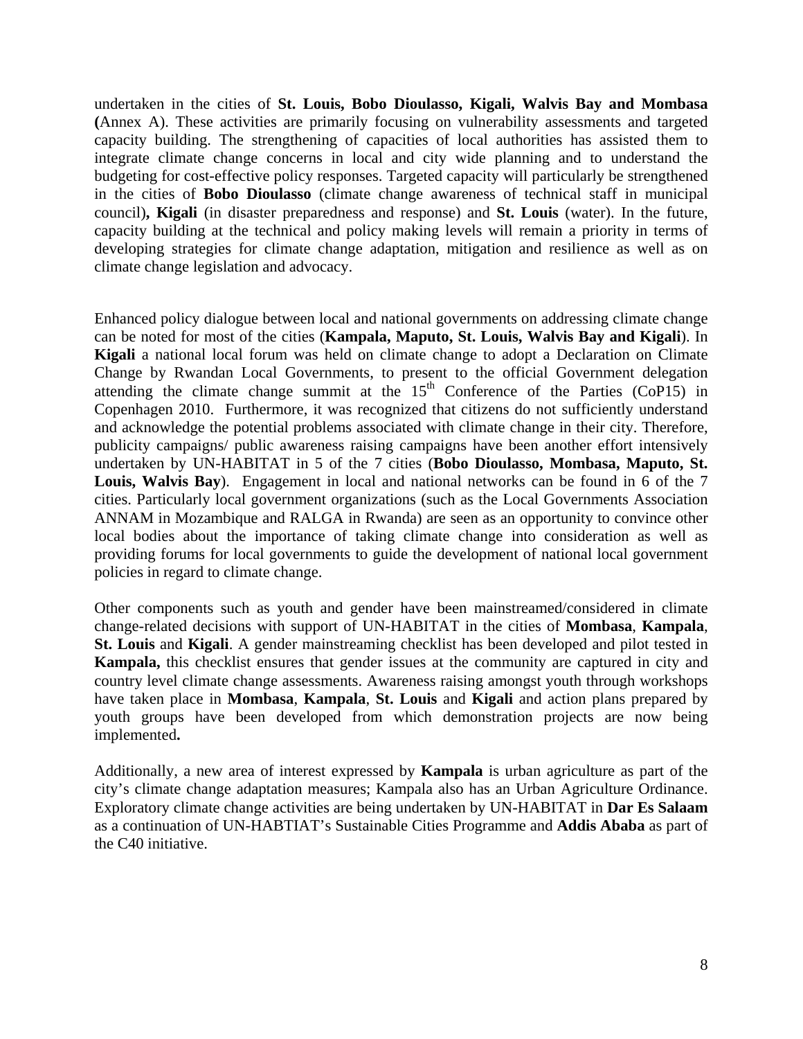undertaken in the cities of **St. Louis, Bobo Dioulasso, Kigali, Walvis Bay and Mombasa (**Annex A). These activities are primarily focusing on vulnerability assessments and targeted capacity building. The strengthening of capacities of local authorities has assisted them to integrate climate change concerns in local and city wide planning and to understand the budgeting for cost-effective policy responses. Targeted capacity will particularly be strengthened in the cities of **Bobo Dioulasso** (climate change awareness of technical staff in municipal council)**, Kigali** (in disaster preparedness and response) and **St. Louis** (water). In the future, capacity building at the technical and policy making levels will remain a priority in terms of developing strategies for climate change adaptation, mitigation and resilience as well as on climate change legislation and advocacy.

Enhanced policy dialogue between local and national governments on addressing climate change can be noted for most of the cities (**Kampala, Maputo, St. Louis, Walvis Bay and Kigali**). In **Kigali** a national local forum was held on climate change to adopt a Declaration on Climate Change by Rwandan Local Governments, to present to the official Government delegation attending the climate change summit at the 15th Conference of the Parties (CoP15) in Copenhagen 2010. Furthermore, it was recognized that citizens do not sufficiently understand and acknowledge the potential problems associated with climate change in their city. Therefore, publicity campaigns/ public awareness raising campaigns have been another effort intensively undertaken by UN-HABITAT in 5 of the 7 cities (**Bobo Dioulasso, Mombasa, Maputo, St. Louis, Walvis Bay**). Engagement in local and national networks can be found in 6 of the 7 cities. Particularly local government organizations (such as the Local Governments Association ANNAM in Mozambique and RALGA in Rwanda) are seen as an opportunity to convince other local bodies about the importance of taking climate change into consideration as well as providing forums for local governments to guide the development of national local government policies in regard to climate change.

Other components such as youth and gender have been mainstreamed/considered in climate change-related decisions with support of UN-HABITAT in the cities of **Mombasa**, **Kampala**, **St. Louis** and **Kigali**. A gender mainstreaming checklist has been developed and pilot tested in **Kampala,** this checklist ensures that gender issues at the community are captured in city and country level climate change assessments. Awareness raising amongst youth through workshops have taken place in **Mombasa**, **Kampala**, **St. Louis** and **Kigali** and action plans prepared by youth groups have been developed from which demonstration projects are now being implemented**.**

Additionally, a new area of interest expressed by **Kampala** is urban agriculture as part of the city's climate change adaptation measures; Kampala also has an Urban Agriculture Ordinance. Exploratory climate change activities are being undertaken by UN-HABITAT in **Dar Es Salaam** as a continuation of UN-HABTIAT's Sustainable Cities Programme and **Addis Ababa** as part of the C40 initiative.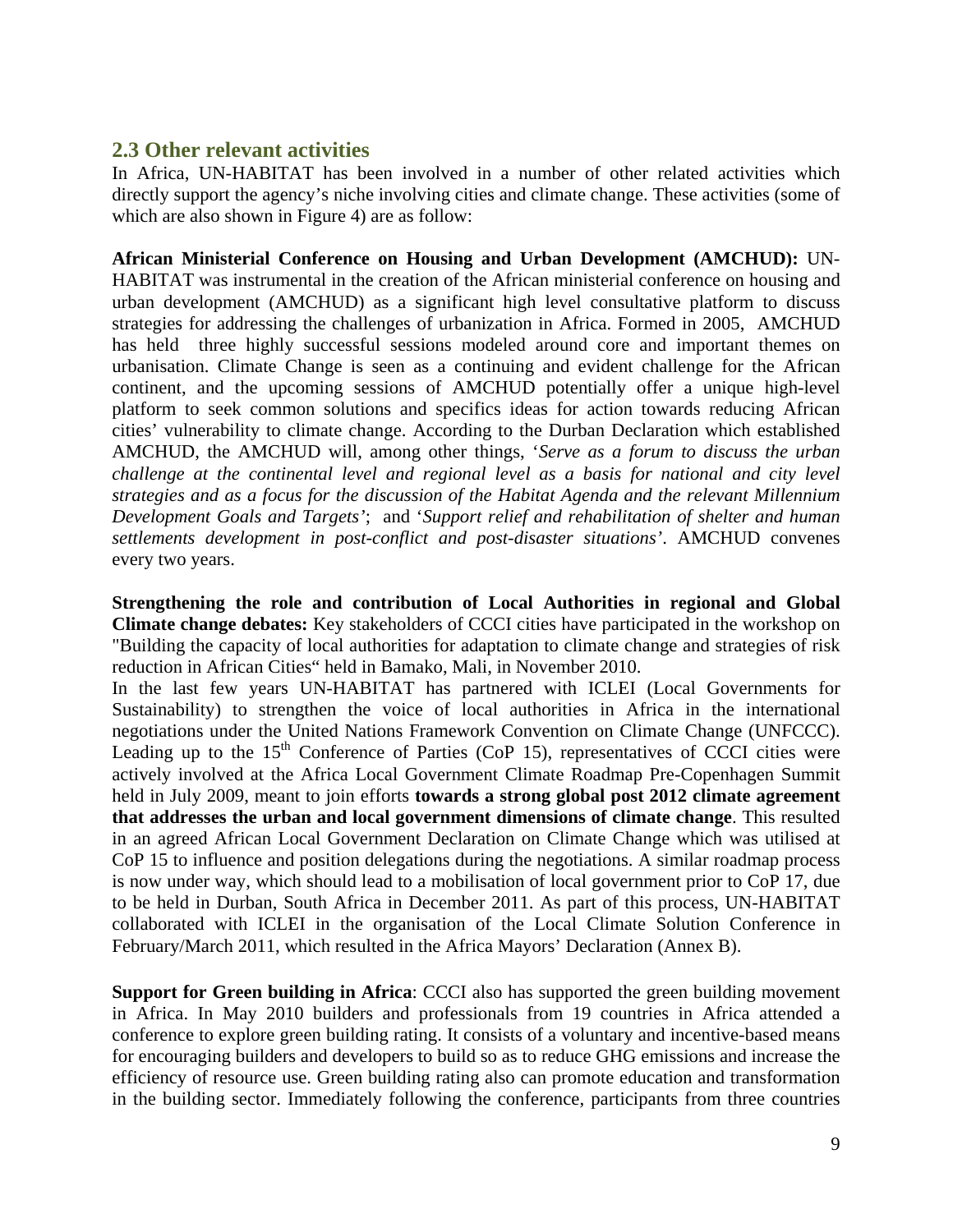## 2.3 Other relevant activities

In Africa, UN-HABITAT has been involved in a number of other related activities which directly support the agency's niche involving cities and climate change. These activities (some of which are also shown in Figure 4) are as follow:

**African Ministerial Conference on Housing and Urban Development (AMCHUD):** UN-HABITAT was instrumental in the creation of the African ministerial conference on housing and urban development (AMCHUD) as a significant high level consultative platform to discuss strategies for addressing the challenges of urbanization in Africa. Formed in 2005, AMCHUD has held three highly successful sessions modeled around core and important themes on urbanisation. Climate Change is seen as a continuing and evident challenge for the African continent, and the upcoming sessions of AMCHUD potentially offer a unique high-level platform to seek common solutions and specifics ideas for action towards reducing African cities' vulnerability to climate change. According to the Durban Declaration which established AMCHUD, the AMCHUD will, among other things, '*Serve as a forum to discuss the urban challenge at the continental level and regional level as a basis for national and city level strategies and as a focus for the discussion of the Habitat Agenda and the relevant Millennium Development Goals and Targets*'; and '*Support relief and rehabilitation of shelter and human settlements development in post-conflict and post-disaster situations*'. AMCHUD convenes every two years.

**Strengthening the role and contribution of Local Authorities in regional and Global Climate change debates:** Key stakeholders of CCCI cities have participated in the workshop on "Building the capacity of local authorities for adaptation to climate change and strategies of risk reduction in African Cities" held in Bamako, Mali, in November 2010.

In the last few years UN-HABITAT has partnered with ICLEI (Local Governments for Sustainability) to strengthen the voice of local authorities in Africa in the international negotiations under the United Nations Framework Convention on Climate Change (UNFCCC). Leading up to the 15th Conference of Parties (CoP 15), representatives of CCCI cities were actively involved at the Africa Local Government Climate Roadmap Pre-Copenhagen Summit held in July 2009, meant to join efforts **towards a strong global post 2012 climate agreement that addresses the urban and local government dimensions of climate change**. This resulted in an agreed African Local Government Declaration on Climate Change which was utilised at CoP 15 to influence and position delegations during the negotiations. A similar roadmap process is now under way, which should lead to a mobilisation of local government prior to CoP 17, due to be held in Durban, South Africa in December 2011. As part of this process, UN-HABITAT collaborated with ICLEI in the organisation of the Local Climate Solution Conference in February/March 2011, which resulted in the Africa Mayors' Declaration (Annex B).

**Support for Green building in Africa**: CCCI also has supported the green building movement in Africa. In May 2010 builders and professionals from 19 countries in Africa attended a conference to explore green building rating. It consists of a voluntary and incentive-based means for encouraging builders and developers to build so as to reduce GHG emissions and increase the efficiency of resource use. Green building rating also can promote education and transformation in the building sector. Immediately following the conference, participants from three countries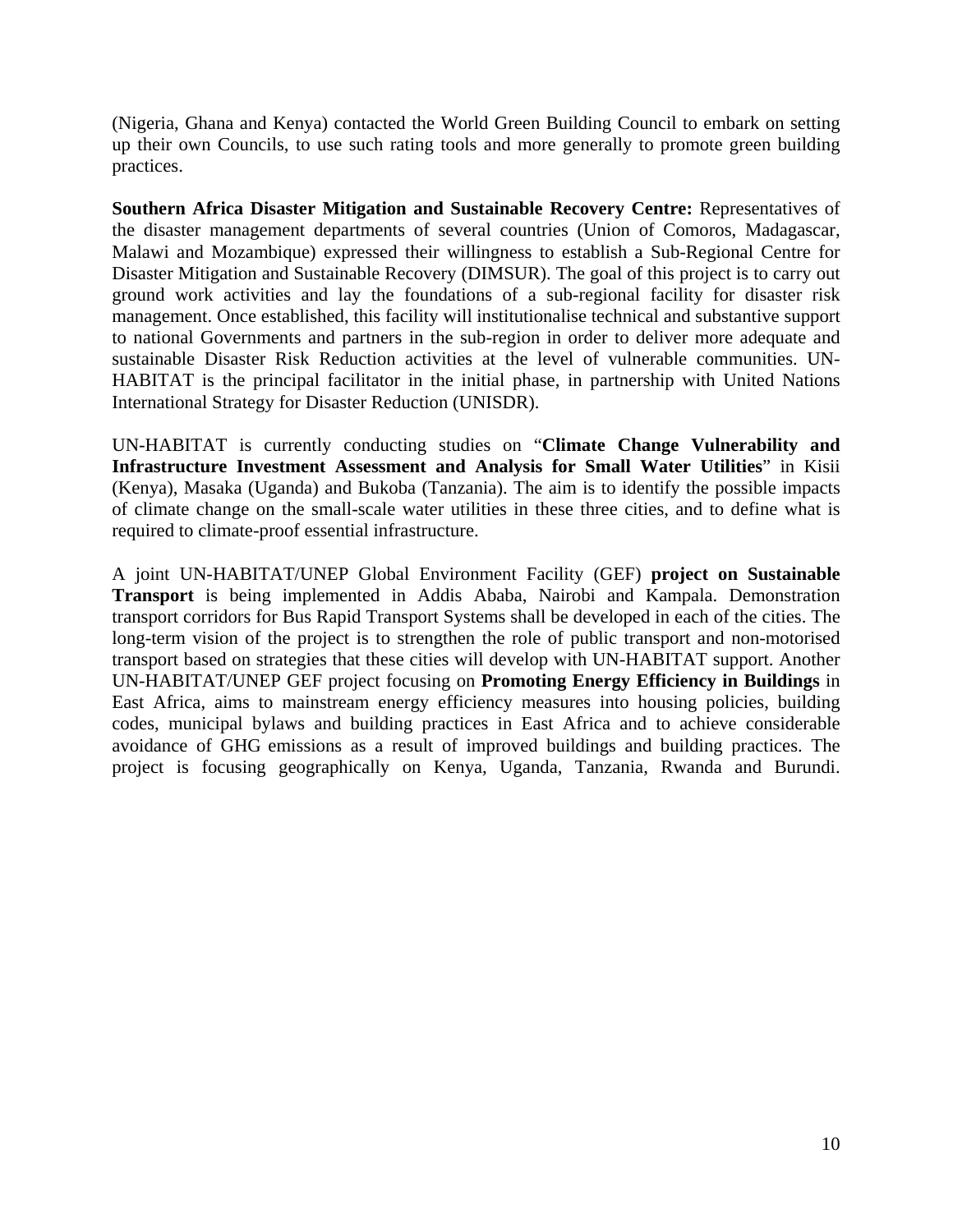(Nigeria, Ghana and Kenya) contacted the World Green Building Council to embark on setting up their own Councils, to use such rating tools and more generally to promote green building practices.

**Southern Africa Disaster Mitigation and Sustainable Recovery Centre:** Representatives of the disaster management departments of several countries (Union of Comoros, Madagascar, Malawi and Mozambique) expressed their willingness to establish a Sub-Regional Centre for Disaster Mitigation and Sustainable Recovery (DIMSUR). The goal of this project is to carry out ground work activities and lay the foundations of a sub-regional facility for disaster risk management. Once established, this facility will institutionalise technical and substantive support to national Governments and partners in the sub-region in order to deliver more adequate and sustainable Disaster Risk Reduction activities at the level of vulnerable communities. UN-HABITAT is the principal facilitator in the initial phase, in partnership with United Nations International Strategy for Disaster Reduction (UNISDR).

UN-HABITAT is currently conducting studies on "**Climate Change Vulnerability and Infrastructure Investment Assessment and Analysis for Small Water Utilities**" in Kisii (Kenya), Masaka (Uganda) and Bukoba (Tanzania). The aim is to identify the possible impacts of climate change on the small-scale water utilities in these three cities, and to define what is required to climate-proof essential infrastructure.

A joint UN-HABITAT/UNEP Global Environment Facility (GEF) **project on Sustainable Transport** is being implemented in Addis Ababa, Nairobi and Kampala. Demonstration transport corridors for Bus Rapid Transport Systems shall be developed in each of the cities. The long-term vision of the project is to strengthen the role of public transport and non-motorised transport based on strategies that these cities will develop with UN-HABITAT support. Another UN-HABITAT/UNEP GEF project focusing on **Promoting Energy Efficiency in Buildings** in East Africa, aims to mainstream energy efficiency measures into housing policies, building codes, municipal bylaws and building practices in East Africa and to achieve considerable avoidance of GHG emissions as a result of improved buildings and building practices. The project is focusing geographically on Kenya, Uganda, Tanzania, Rwanda and Burundi.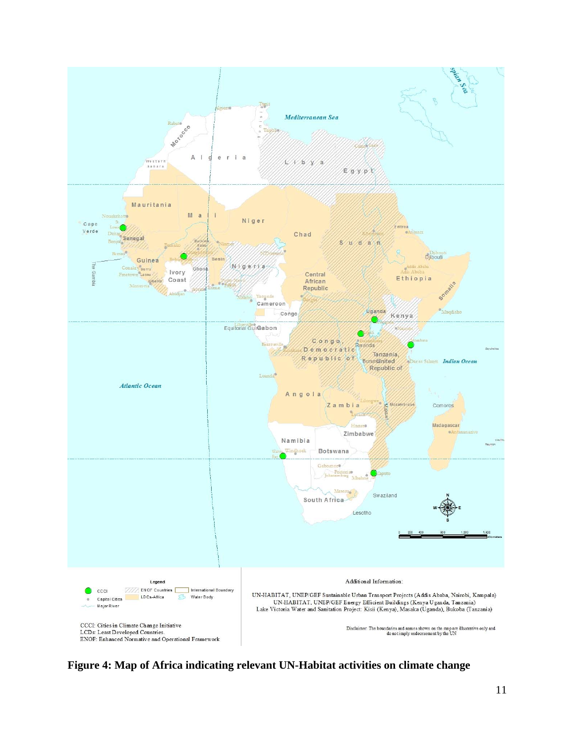Legend

- CCCI
- Capital Cities
- Major River
- ENOF Countries
- LDCs-Africa
- International Boundary
- Water Body

CCCI: Cities in Climate Change Initiative
LCDs: Least Developed Countries.
ENOF: Enhanced Normative and Operational Framework

Additional Information:

UN-HABITAT, UNEP/GEF Sustainable Urban Transport Projects (Addis Ababa, Nairobi, Kampala)
UN-HABITAT, UNEP/GEF Energy Efficient Buildings (Kenya Uganda, Tanzania)
Lake Victoria Water and Sanitation Project: Kisii (Kenya), Masaka (Uganda), Bukoba (Tanzania)

Disclaimer: The boundaries and names shown on the map are illustrative only and do not imply endorsement by the UN

**Figure 4: Map of Africa indicating relevant UN-Habitat activities on climate change**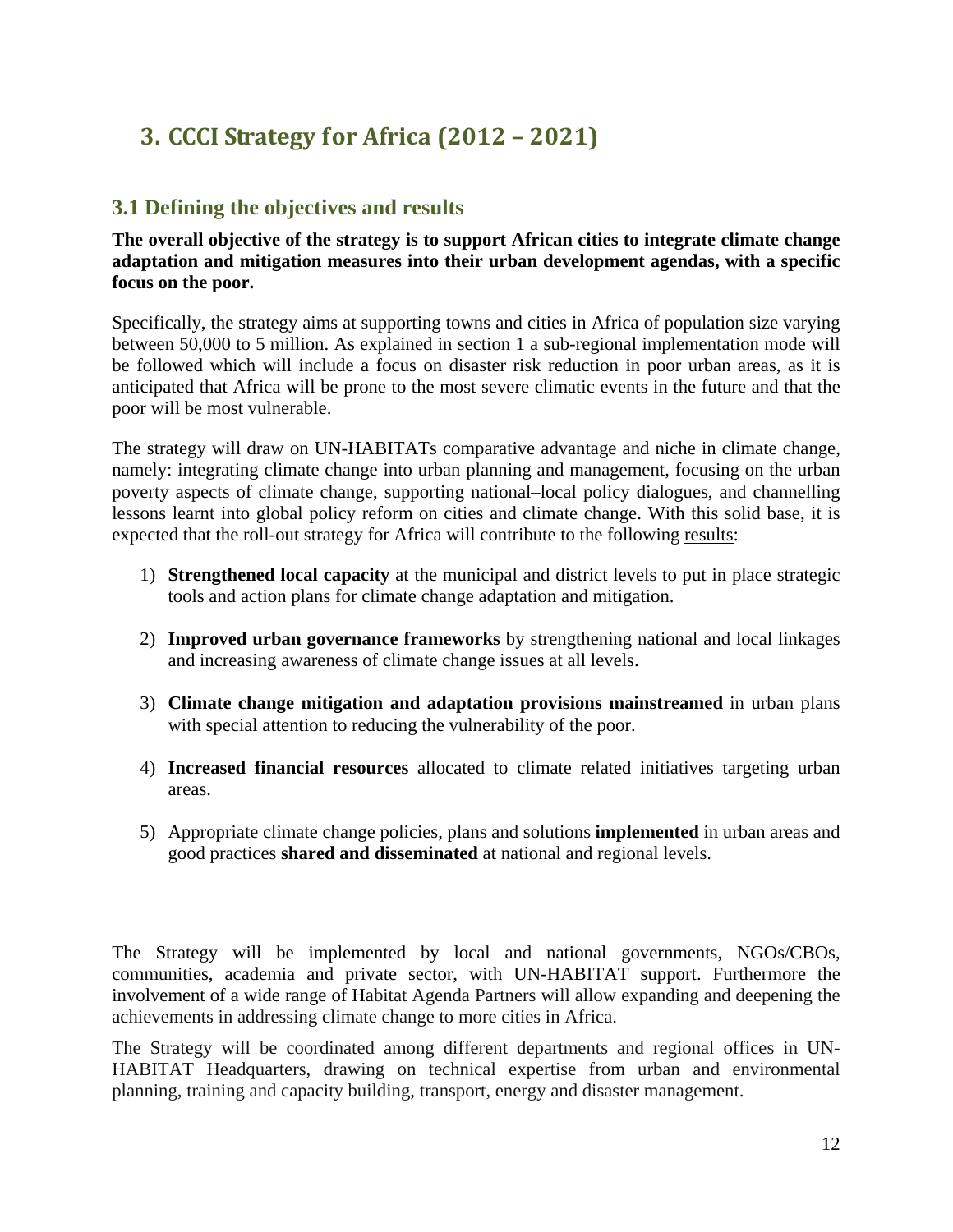# 3. CCCI Strategy for Africa (2012 – 2021)

## 3.1 Defining the objectives and results

**The overall objective of the strategy is to support African cities to integrate climate change adaptation and mitigation measures into their urban development agendas, with a specific focus on the poor.**

Specifically, the strategy aims at supporting towns and cities in Africa of population size varying between 50,000 to 5 million. As explained in section 1 a sub-regional implementation mode will be followed which will include a focus on disaster risk reduction in poor urban areas, as it is anticipated that Africa will be prone to the most severe climatic events in the future and that the poor will be most vulnerable.

The strategy will draw on UN-HABITATs comparative advantage and niche in climate change, namely: integrating climate change into urban planning and management, focusing on the urban poverty aspects of climate change, supporting national–local policy dialogues, and channelling lessons learnt into global policy reform on cities and climate change. With this solid base, it is expected that the roll-out strategy for Africa will contribute to the following results:

1) **Strengthened local capacity** at the municipal and district levels to put in place strategic tools and action plans for climate change adaptation and mitigation.

2) **Improved urban governance frameworks** by strengthening national and local linkages and increasing awareness of climate change issues at all levels.

3) **Climate change mitigation and adaptation provisions mainstreamed** in urban plans with special attention to reducing the vulnerability of the poor.

4) **Increased financial resources** allocated to climate related initiatives targeting urban areas.

5) Appropriate climate change policies, plans and solutions **implemented** in urban areas and good practices **shared and disseminated** at national and regional levels.

The Strategy will be implemented by local and national governments, NGOs/CBOs, communities, academia and private sector, with UN-HABITAT support. Furthermore the involvement of a wide range of Habitat Agenda Partners will allow expanding and deepening the achievements in addressing climate change to more cities in Africa.

The Strategy will be coordinated among different departments and regional offices in UN-HABITAT Headquarters, drawing on technical expertise from urban and environmental planning, training and capacity building, transport, energy and disaster management.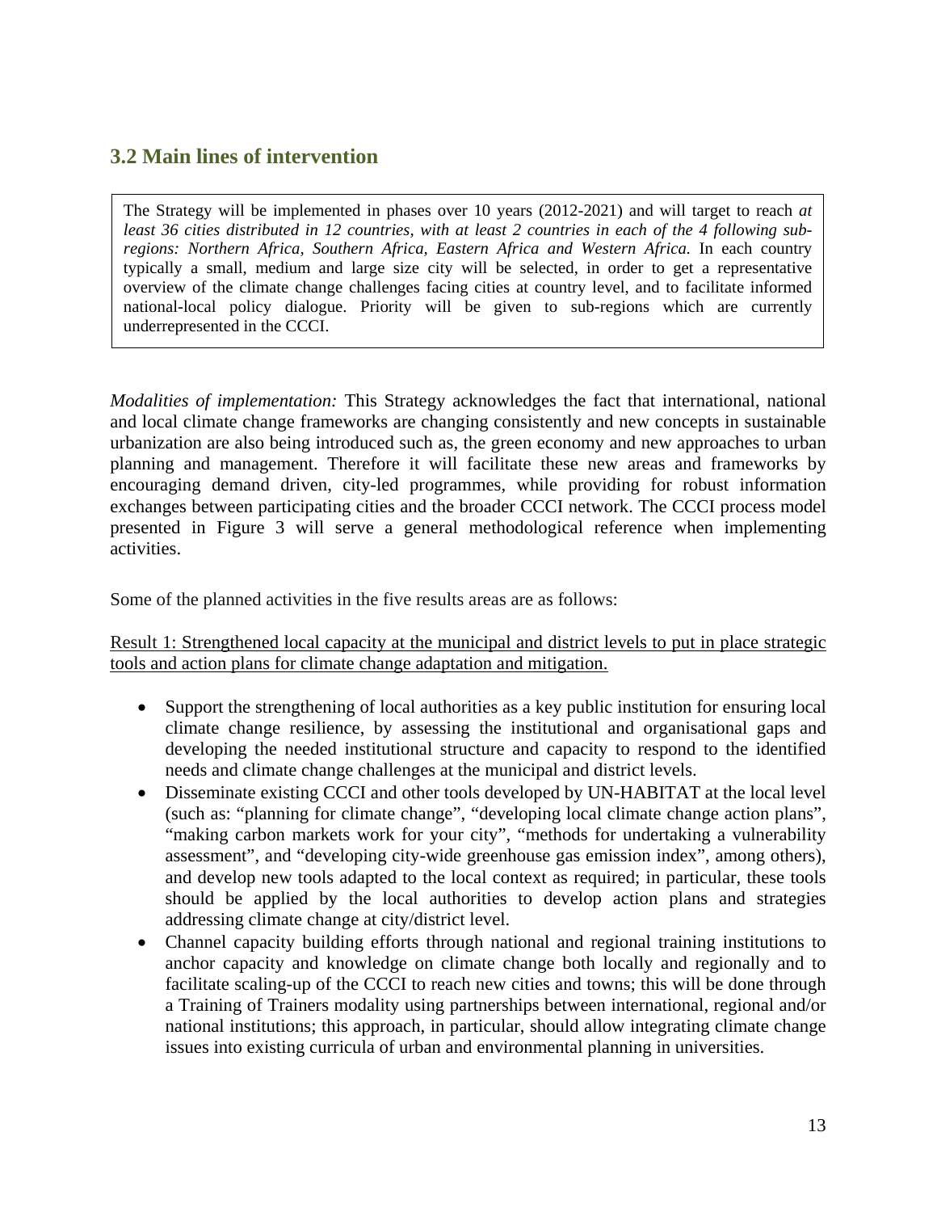## 3.2 Main lines of intervention

The Strategy will be implemented in phases over 10 years (2012-2021) and will target to reach *at least 36 cities distributed in 12 countries, with at least 2 countries in each of the 4 following sub-regions: Northern Africa, Southern Africa, Eastern Africa and Western Africa.* In each country typically a small, medium and large size city will be selected, in order to get a representative overview of the climate change challenges facing cities at country level, and to facilitate informed national-local policy dialogue. Priority will be given to sub-regions which are currently underrepresented in the CCCI.

*Modalities of implementation:* This Strategy acknowledges the fact that international, national and local climate change frameworks are changing consistently and new concepts in sustainable urbanization are also being introduced such as, the green economy and new approaches to urban planning and management. Therefore it will facilitate these new areas and frameworks by encouraging demand driven, city-led programmes, while providing for robust information exchanges between participating cities and the broader CCCI network. The CCCI process model presented in Figure 3 will serve a general methodological reference when implementing activities.

Some of the planned activities in the five results areas are as follows:

<u>Result 1: Strengthened local capacity at the municipal and district levels to put in place strategic tools and action plans for climate change adaptation and mitigation.</u>

- Support the strengthening of local authorities as a key public institution for ensuring local climate change resilience, by assessing the institutional and organisational gaps and developing the needed institutional structure and capacity to respond to the identified needs and climate change challenges at the municipal and district levels.
- Disseminate existing CCCI and other tools developed by UN-HABITAT at the local level (such as: "planning for climate change", "developing local climate change action plans", "making carbon markets work for your city", "methods for undertaking a vulnerability assessment", and "developing city-wide greenhouse gas emission index", among others), and develop new tools adapted to the local context as required; in particular, these tools should be applied by the local authorities to develop action plans and strategies addressing climate change at city/district level.
- Channel capacity building efforts through national and regional training institutions to anchor capacity and knowledge on climate change both locally and regionally and to facilitate scaling-up of the CCCI to reach new cities and towns; this will be done through a Training of Trainers modality using partnerships between international, regional and/or national institutions; this approach, in particular, should allow integrating climate change issues into existing curricula of urban and environmental planning in universities.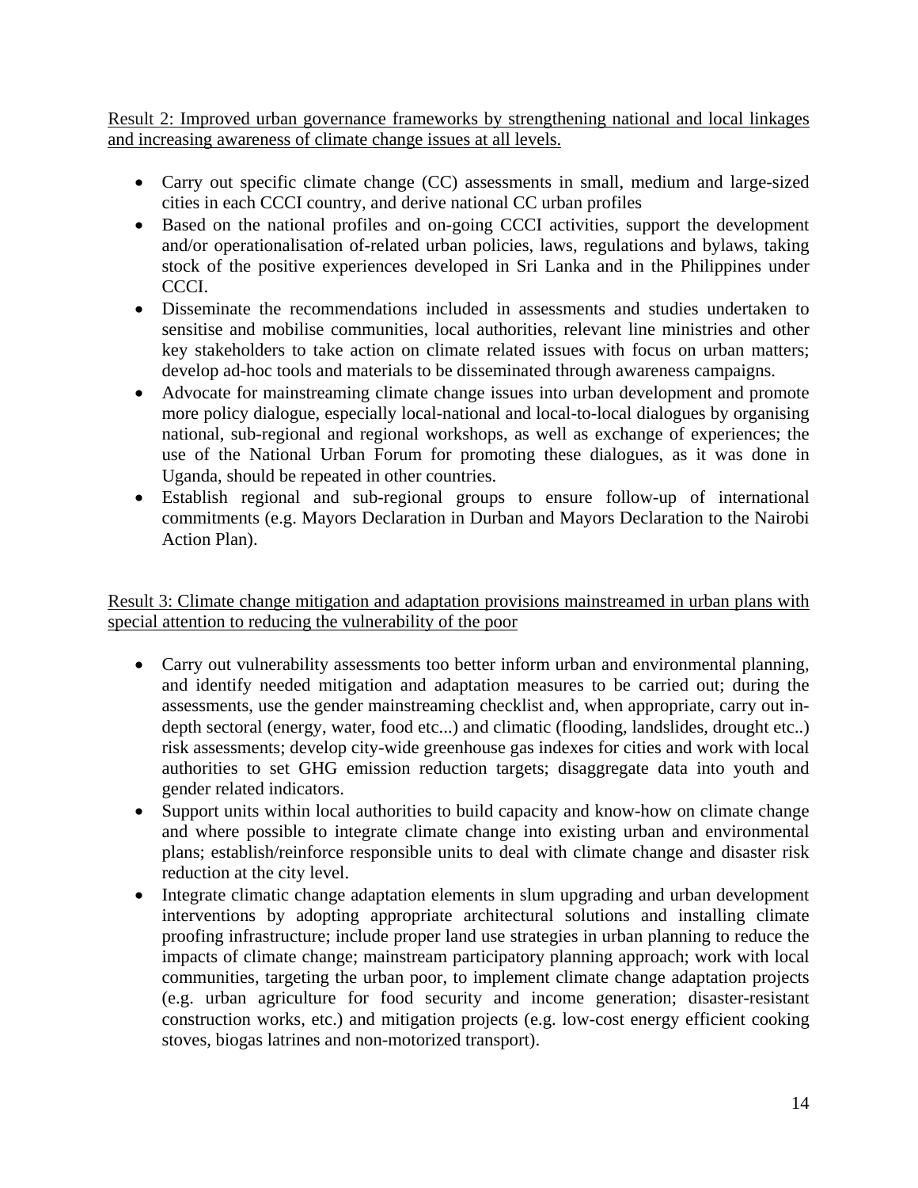Result 2: Improved urban governance frameworks by strengthening national and local linkages and increasing awareness of climate change issues at all levels.

- Carry out specific climate change (CC) assessments in small, medium and large-sized cities in each CCCI country, and derive national CC urban profiles
- Based on the national profiles and on-going CCCI activities, support the development and/or operationalisation of-related urban policies, laws, regulations and bylaws, taking stock of the positive experiences developed in Sri Lanka and in the Philippines under CCCI.
- Disseminate the recommendations included in assessments and studies undertaken to sensitise and mobilise communities, local authorities, relevant line ministries and other key stakeholders to take action on climate related issues with focus on urban matters; develop ad-hoc tools and materials to be disseminated through awareness campaigns.
- Advocate for mainstreaming climate change issues into urban development and promote more policy dialogue, especially local-national and local-to-local dialogues by organising national, sub-regional and regional workshops, as well as exchange of experiences; the use of the National Urban Forum for promoting these dialogues, as it was done in Uganda, should be repeated in other countries.
- Establish regional and sub-regional groups to ensure follow-up of international commitments (e.g. Mayors Declaration in Durban and Mayors Declaration to the Nairobi Action Plan).

Result 3: Climate change mitigation and adaptation provisions mainstreamed in urban plans with special attention to reducing the vulnerability of the poor

- Carry out vulnerability assessments too better inform urban and environmental planning, and identify needed mitigation and adaptation measures to be carried out; during the assessments, use the gender mainstreaming checklist and, when appropriate, carry out in-depth sectoral (energy, water, food etc...) and climatic (flooding, landslides, drought etc..) risk assessments; develop city-wide greenhouse gas indexes for cities and work with local authorities to set GHG emission reduction targets; disaggregate data into youth and gender related indicators.
- Support units within local authorities to build capacity and know-how on climate change and where possible to integrate climate change into existing urban and environmental plans; establish/reinforce responsible units to deal with climate change and disaster risk reduction at the city level.
- Integrate climatic change adaptation elements in slum upgrading and urban development interventions by adopting appropriate architectural solutions and installing climate proofing infrastructure; include proper land use strategies in urban planning to reduce the impacts of climate change; mainstream participatory planning approach; work with local communities, targeting the urban poor, to implement climate change adaptation projects (e.g. urban agriculture for food security and income generation; disaster-resistant construction works, etc.) and mitigation projects (e.g. low-cost energy efficient cooking stoves, biogas latrines and non-motorized transport).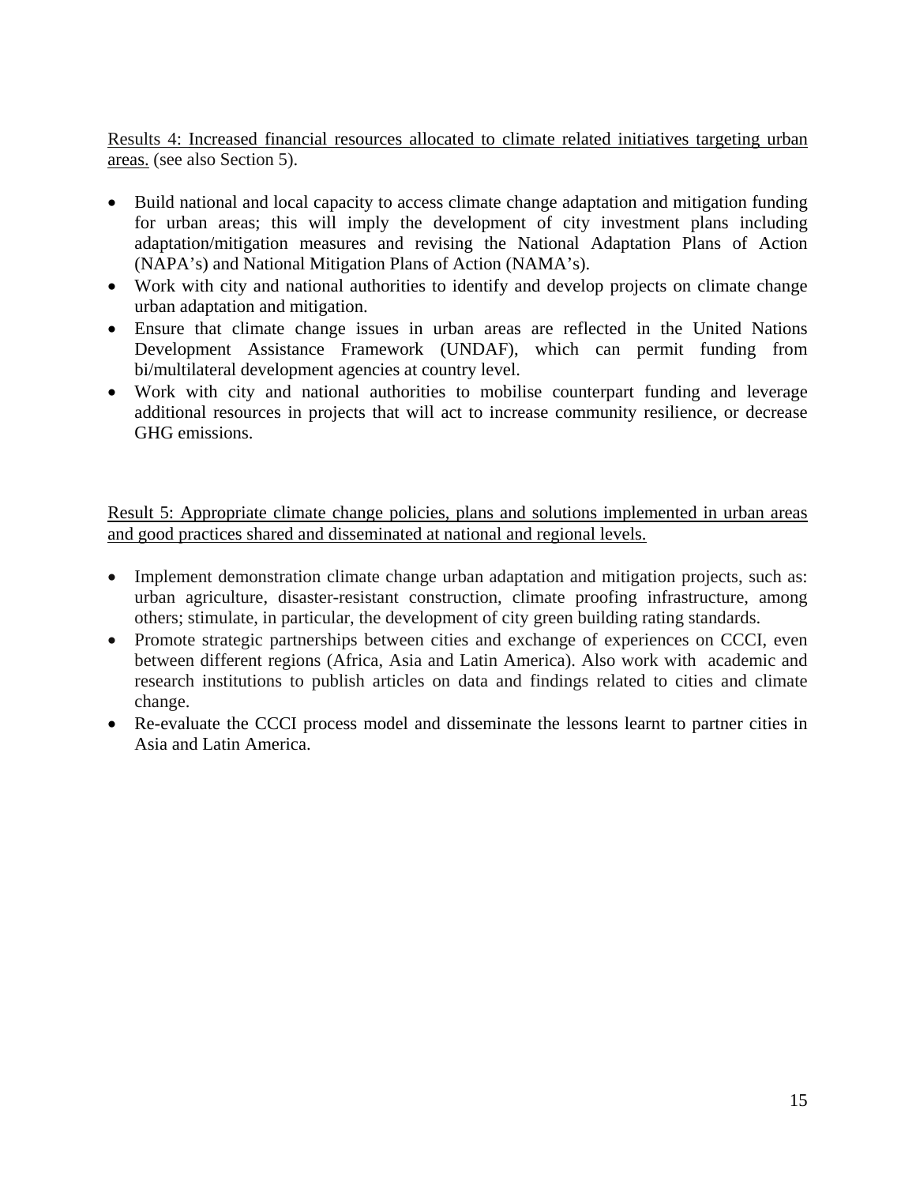<u>Results 4: Increased financial resources allocated to climate related initiatives targeting urban areas.</u> (see also Section 5).

- Build national and local capacity to access climate change adaptation and mitigation funding for urban areas; this will imply the development of city investment plans including adaptation/mitigation measures and revising the National Adaptation Plans of Action (NAPA's) and National Mitigation Plans of Action (NAMA's).
- Work with city and national authorities to identify and develop projects on climate change urban adaptation and mitigation.
- Ensure that climate change issues in urban areas are reflected in the United Nations Development Assistance Framework (UNDAF), which can permit funding from bi/multilateral development agencies at country level.
- Work with city and national authorities to mobilise counterpart funding and leverage additional resources in projects that will act to increase community resilience, or decrease GHG emissions.

<u>Result 5: Appropriate climate change policies, plans and solutions implemented in urban areas and good practices shared and disseminated at national and regional levels.</u>

- Implement demonstration climate change urban adaptation and mitigation projects, such as: urban agriculture, disaster-resistant construction, climate proofing infrastructure, among others; stimulate, in particular, the development of city green building rating standards.
- Promote strategic partnerships between cities and exchange of experiences on CCCI, even between different regions (Africa, Asia and Latin America). Also work with academic and research institutions to publish articles on data and findings related to cities and climate change.
- Re-evaluate the CCCI process model and disseminate the lessons learnt to partner cities in Asia and Latin America.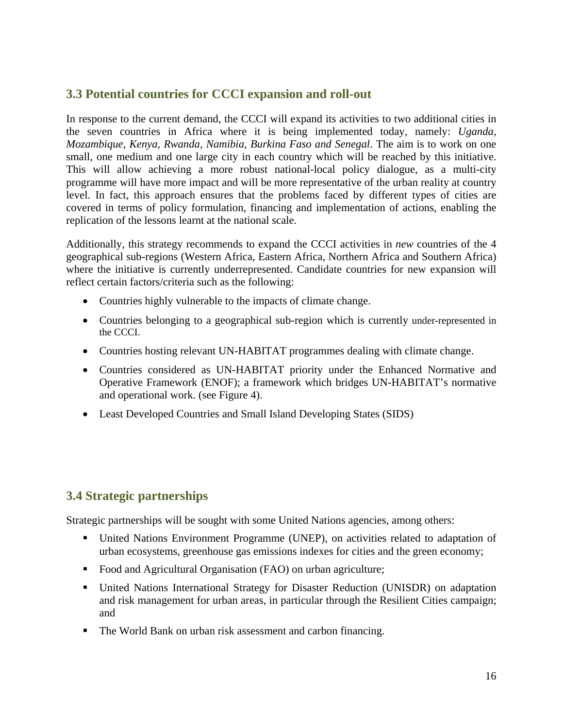## 3.3 Potential countries for CCCI expansion and roll-out

In response to the current demand, the CCCI will expand its activities to two additional cities in the seven countries in Africa where it is being implemented today, namely: *Uganda, Mozambique, Kenya, Rwanda, Namibia, Burkina Faso and Senegal*. The aim is to work on one small, one medium and one large city in each country which will be reached by this initiative. This will allow achieving a more robust national-local policy dialogue, as a multi-city programme will have more impact and will be more representative of the urban reality at country level. In fact, this approach ensures that the problems faced by different types of cities are covered in terms of policy formulation, financing and implementation of actions, enabling the replication of the lessons learnt at the national scale.

Additionally, this strategy recommends to expand the CCCI activities in *new* countries of the 4 geographical sub-regions (Western Africa, Eastern Africa, Northern Africa and Southern Africa) where the initiative is currently underrepresented. Candidate countries for new expansion will reflect certain factors/criteria such as the following:

- Countries highly vulnerable to the impacts of climate change.
- Countries belonging to a geographical sub-region which is currently under-represented in the CCCI.
- Countries hosting relevant UN-HABITAT programmes dealing with climate change.
- Countries considered as UN-HABITAT priority under the Enhanced Normative and Operative Framework (ENOF); a framework which bridges UN-HABITAT's normative and operational work. (see Figure 4).
- Least Developed Countries and Small Island Developing States (SIDS)

## 3.4 Strategic partnerships

Strategic partnerships will be sought with some United Nations agencies, among others:

- United Nations Environment Programme (UNEP), on activities related to adaptation of urban ecosystems, greenhouse gas emissions indexes for cities and the green economy;
- Food and Agricultural Organisation (FAO) on urban agriculture;
- United Nations International Strategy for Disaster Reduction (UNISDR) on adaptation and risk management for urban areas, in particular through the Resilient Cities campaign; and
- The World Bank on urban risk assessment and carbon financing.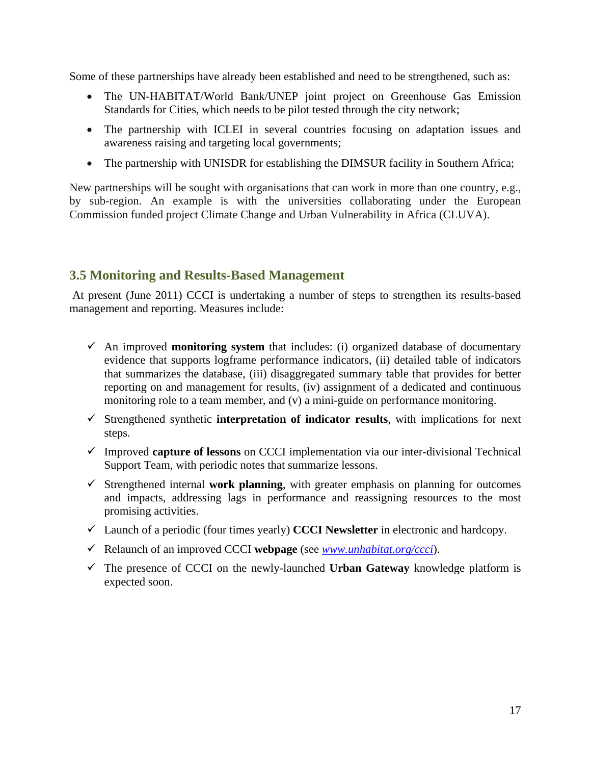Some of these partnerships have already been established and need to be strengthened, such as:

- The UN-HABITAT/World Bank/UNEP joint project on Greenhouse Gas Emission Standards for Cities, which needs to be pilot tested through the city network;
- The partnership with ICLEI in several countries focusing on adaptation issues and awareness raising and targeting local governments;
- The partnership with UNISDR for establishing the DIMSUR facility in Southern Africa;

New partnerships will be sought with organisations that can work in more than one country, e.g., by sub-region. An example is with the universities collaborating under the European Commission funded project Climate Change and Urban Vulnerability in Africa (CLUVA).

## 3.5 Monitoring and Results-Based Management

At present (June 2011) CCCI is undertaking a number of steps to strengthen its results-based management and reporting. Measures include:

- ✓ An improved **monitoring system** that includes: (i) organized database of documentary evidence that supports logframe performance indicators, (ii) detailed table of indicators that summarizes the database, (iii) disaggregated summary table that provides for better reporting on and management for results, (iv) assignment of a dedicated and continuous monitoring role to a team member, and (v) a mini-guide on performance monitoring.
- ✓ Strengthened synthetic **interpretation of indicator results**, with implications for next steps.
- ✓ Improved **capture of lessons** on CCCI implementation via our inter-divisional Technical Support Team, with periodic notes that summarize lessons.
- ✓ Strengthened internal **work planning**, with greater emphasis on planning for outcomes and impacts, addressing lags in performance and reassigning resources to the most promising activities.
- ✓ Launch of a periodic (four times yearly) **CCCI Newsletter** in electronic and hardcopy.
- ✓ Relaunch of an improved CCCI **webpage** (see *www.unhabitat.org/ccci*).
- ✓ The presence of CCCI on the newly-launched **Urban Gateway** knowledge platform is expected soon.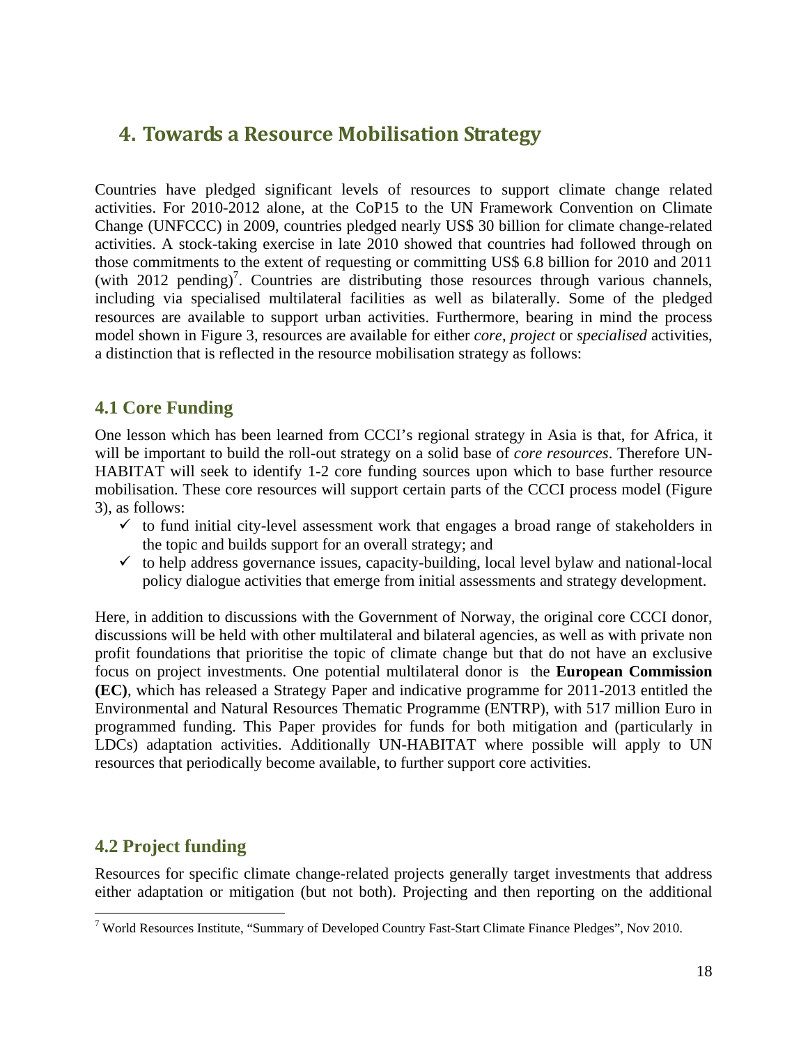## 4. Towards a Resource Mobilisation Strategy

Countries have pledged significant levels of resources to support climate change related activities. For 2010-2012 alone, at the CoP15 to the UN Framework Convention on Climate Change (UNFCCC) in 2009, countries pledged nearly US$ 30 billion for climate change-related activities. A stock-taking exercise in late 2010 showed that countries had followed through on those commitments to the extent of requesting or committing US$ 6.8 billion for 2010 and 2011 (with 2012 pending)[7]. Countries are distributing those resources through various channels, including via specialised multilateral facilities as well as bilaterally. Some of the pledged resources are available to support urban activities. Furthermore, bearing in mind the process model shown in Figure 3, resources are available for either *core*, *project* or *specialised* activities, a distinction that is reflected in the resource mobilisation strategy as follows:

### 4.1 Core Funding

One lesson which has been learned from CCCI's regional strategy in Asia is that, for Africa, it will be important to build the roll-out strategy on a solid base of *core resources*. Therefore UN-HABITAT will seek to identify 1-2 core funding sources upon which to base further resource mobilisation. These core resources will support certain parts of the CCCI process model (Figure 3), as follows:

- ✓ to fund initial city-level assessment work that engages a broad range of stakeholders in the topic and builds support for an overall strategy; and
- ✓ to help address governance issues, capacity-building, local level bylaw and national-local policy dialogue activities that emerge from initial assessments and strategy development.

Here, in addition to discussions with the Government of Norway, the original core CCCI donor, discussions will be held with other multilateral and bilateral agencies, as well as with private non profit foundations that prioritise the topic of climate change but that do not have an exclusive focus on project investments. One potential multilateral donor is the **European Commission (EC)**, which has released a Strategy Paper and indicative programme for 2011-2013 entitled the Environmental and Natural Resources Thematic Programme (ENTRP), with 517 million Euro in programmed funding. This Paper provides for funds for both mitigation and (particularly in LDCs) adaptation activities. Additionally UN-HABITAT where possible will apply to UN resources that periodically become available, to further support core activities.

### 4.2 Project funding

Resources for specific climate change-related projects generally target investments that address either adaptation or mitigation (but not both). Projecting and then reporting on the additional

[7] World Resources Institute, "Summary of Developed Country Fast-Start Climate Finance Pledges", Nov 2010.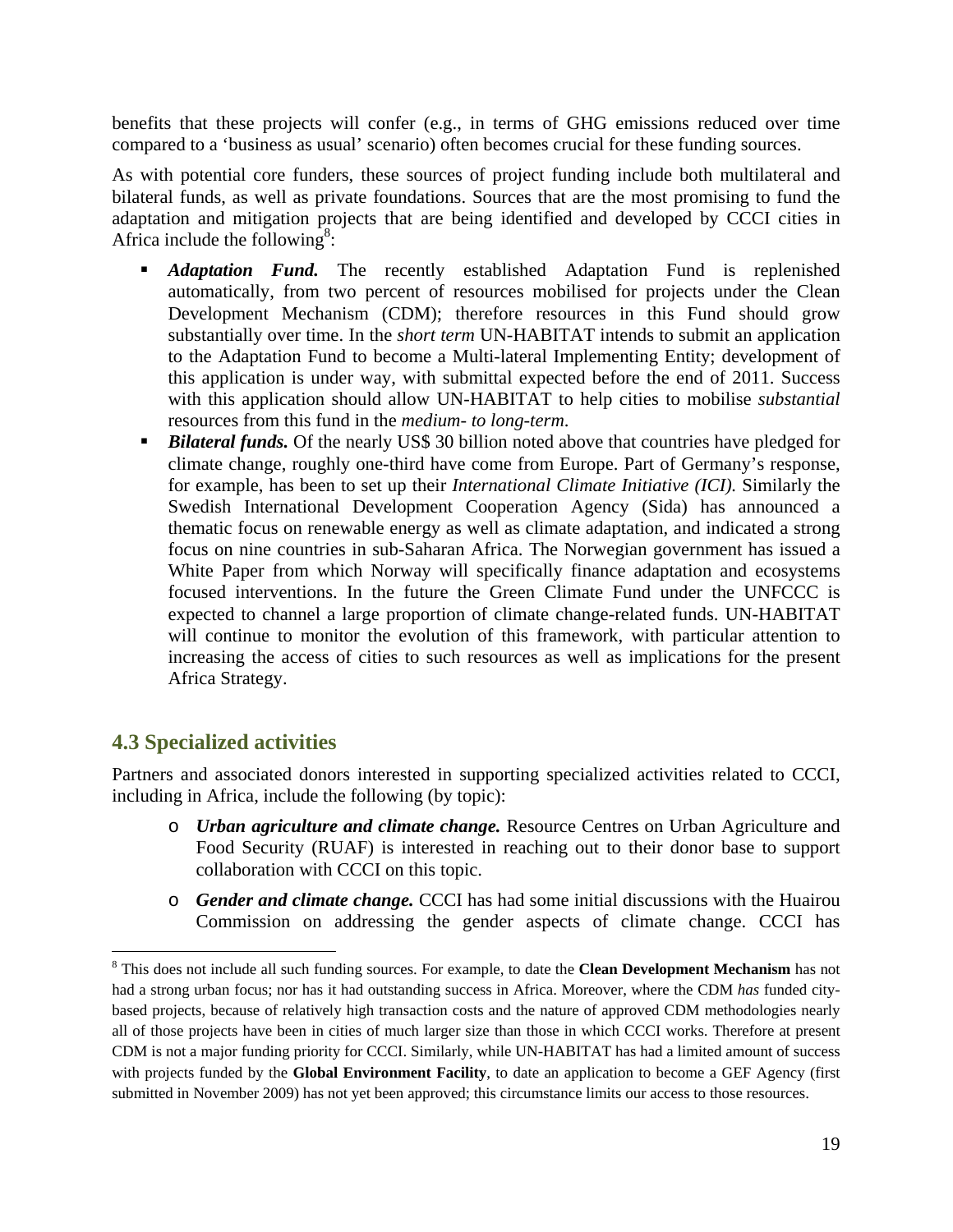benefits that these projects will confer (e.g., in terms of GHG emissions reduced over time compared to a 'business as usual' scenario) often becomes crucial for these funding sources.

As with potential core funders, these sources of project funding include both multilateral and bilateral funds, as well as private foundations. Sources that are the most promising to fund the adaptation and mitigation projects that are being identified and developed by CCCI cities in Africa include the following[8]:

- ***Adaptation Fund.*** The recently established Adaptation Fund is replenished automatically, from two percent of resources mobilised for projects under the Clean Development Mechanism (CDM); therefore resources in this Fund should grow substantially over time. In the *short term* UN-HABITAT intends to submit an application to the Adaptation Fund to become a Multi-lateral Implementing Entity; development of this application is under way, with submittal expected before the end of 2011. Success with this application should allow UN-HABITAT to help cities to mobilise *substantial* resources from this fund in the *medium- to long-term*.
- ***Bilateral funds.*** Of the nearly US$ 30 billion noted above that countries have pledged for climate change, roughly one-third have come from Europe. Part of Germany's response, for example, has been to set up their *International Climate Initiative (ICI).* Similarly the Swedish International Development Cooperation Agency (Sida) has announced a thematic focus on renewable energy as well as climate adaptation, and indicated a strong focus on nine countries in sub-Saharan Africa. The Norwegian government has issued a White Paper from which Norway will specifically finance adaptation and ecosystems focused interventions. In the future the Green Climate Fund under the UNFCCC is expected to channel a large proportion of climate change-related funds. UN-HABITAT will continue to monitor the evolution of this framework, with particular attention to increasing the access of cities to such resources as well as implications for the present Africa Strategy.

## 4.3 Specialized activities

Partners and associated donors interested in supporting specialized activities related to CCCI, including in Africa, include the following (by topic):

- ***Urban agriculture and climate change.*** Resource Centres on Urban Agriculture and Food Security (RUAF) is interested in reaching out to their donor base to support collaboration with CCCI on this topic.
- ***Gender and climate change.*** CCCI has had some initial discussions with the Huairou Commission on addressing the gender aspects of climate change. CCCI has

[8] This does not include all such funding sources. For example, to date the **Clean Development Mechanism** has not had a strong urban focus; nor has it had outstanding success in Africa. Moreover, where the CDM *has* funded city-based projects, because of relatively high transaction costs and the nature of approved CDM methodologies nearly all of those projects have been in cities of much larger size than those in which CCCI works. Therefore at present CDM is not a major funding priority for CCCI. Similarly, while UN-HABITAT has had a limited amount of success with projects funded by the **Global Environment Facility**, to date an application to become a GEF Agency (first submitted in November 2009) has not yet been approved; this circumstance limits our access to those resources.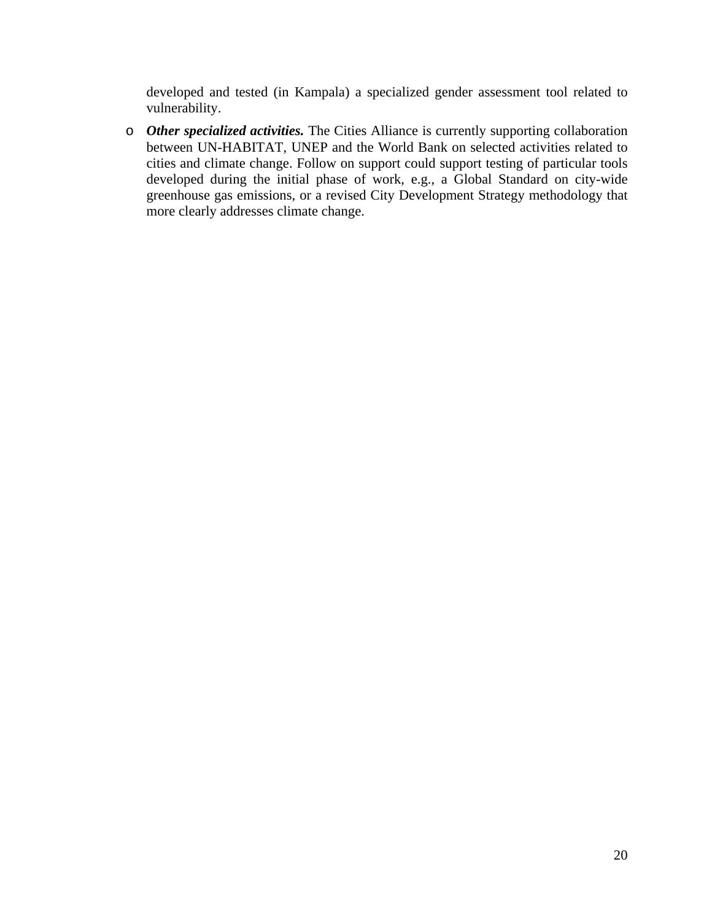developed and tested (in Kampala) a specialized gender assessment tool related to vulnerability.

- ***Other specialized activities.*** The Cities Alliance is currently supporting collaboration between UN-HABITAT, UNEP and the World Bank on selected activities related to cities and climate change. Follow on support could support testing of particular tools developed during the initial phase of work, e.g., a Global Standard on city-wide greenhouse gas emissions, or a revised City Development Strategy methodology that more clearly addresses climate change.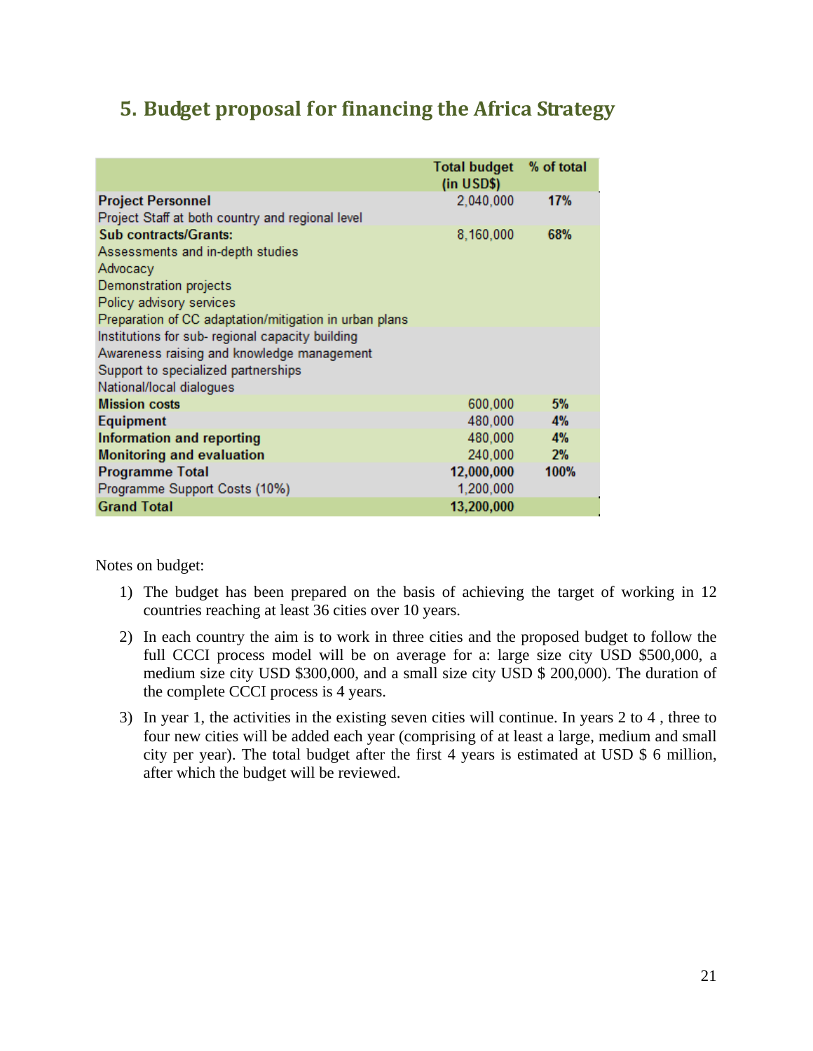## 5. Budget proposal for financing the Africa Strategy

| | Total budget (in USD$) | % of total |
|---|---|---|
| **Project Personnel** | 2,040,000 | **17%** |
| Project Staff at both country and regional level | | |
| **Sub contracts/Grants:** | 8,160,000 | **68%** |
| Assessments and in-depth studies | | |
| Advocacy | | |
| Demonstration projects | | |
| Policy advisory services | | |
| Preparation of CC adaptation/mitigation in urban plans | | |
| Institutions for sub- regional capacity building | | |
| Awareness raising and knowledge management | | |
| Support to specialized partnerships | | |
| National/local dialogues | | |
| **Mission costs** | 600,000 | **5%** |
| **Equipment** | 480,000 | **4%** |
| **Information and reporting** | 480,000 | **4%** |
| **Monitoring and evaluation** | 240,000 | **2%** |
| **Programme Total** | **12,000,000** | **100%** |
| Programme Support Costs (10%) | 1,200,000 | |
| **Grand Total** | **13,200,000** | |

Notes on budget:

1) The budget has been prepared on the basis of achieving the target of working in 12 countries reaching at least 36 cities over 10 years.
2) In each country the aim is to work in three cities and the proposed budget to follow the full CCCI process model will be on average for a: large size city USD $500,000, a medium size city USD $300,000, and a small size city USD $ 200,000). The duration of the complete CCCI process is 4 years.
3) In year 1, the activities in the existing seven cities will continue. In years 2 to 4 , three to four new cities will be added each year (comprising of at least a large, medium and small city per year). The total budget after the first 4 years is estimated at USD $ 6 million, after which the budget will be reviewed.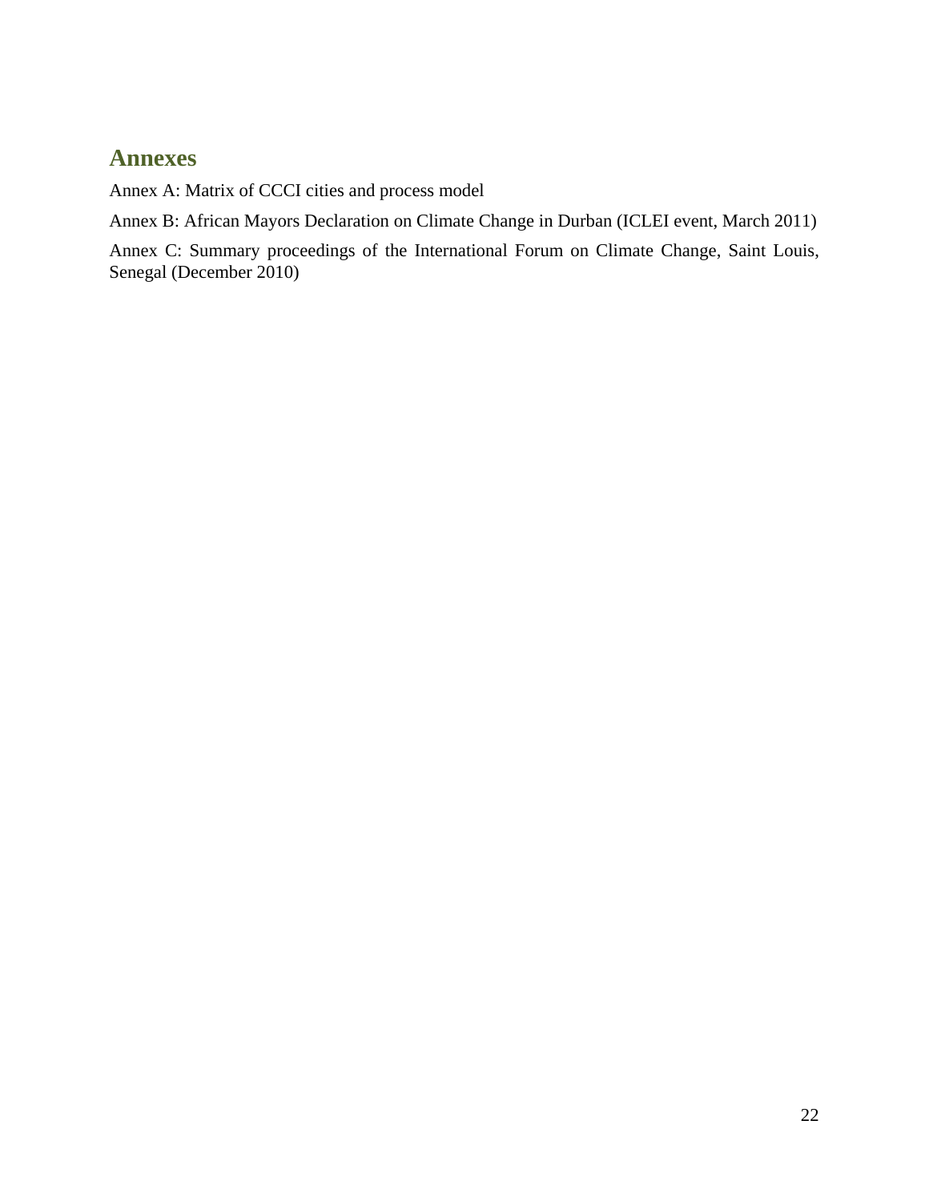## Annexes

Annex A: Matrix of CCCI cities and process model

Annex B: African Mayors Declaration on Climate Change in Durban (ICLEI event, March 2011)

Annex C: Summary proceedings of the International Forum on Climate Change, Saint Louis, Senegal (December 2010)